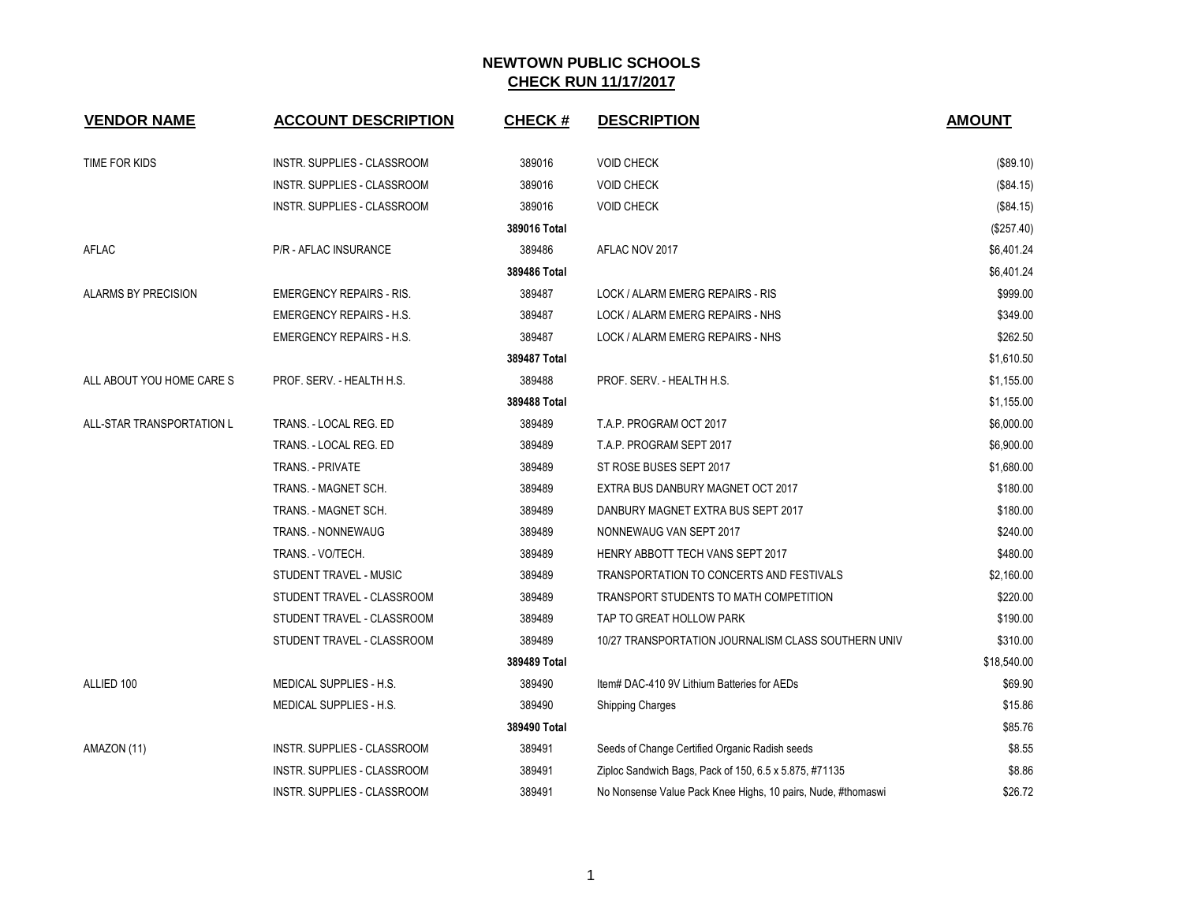# NEWTOWN PUBLIC SCHOOLS

## CHECK RUN 11/17/2017

| VENDOR NAME | ACCOUNT DESCRIPTION | CHECK # | DESCRIPTION | AMOUNT |
|---|---|---|---|---|
| TIME FOR KIDS | INSTR. SUPPLIES - CLASSROOM | 389016 | VOID CHECK | ($89.10) |
| | INSTR. SUPPLIES - CLASSROOM | 389016 | VOID CHECK | ($84.15) |
| | INSTR. SUPPLIES - CLASSROOM | 389016 | VOID CHECK | ($84.15) |
| | | **389016 Total** | | ($257.40) |
| AFLAC | P/R - AFLAC INSURANCE | 389486 | AFLAC NOV 2017 | $6,401.24 |
| | | **389486 Total** | | $6,401.24 |
| ALARMS BY PRECISION | EMERGENCY REPAIRS - RIS. | 389487 | LOCK / ALARM EMERG REPAIRS - RIS | $999.00 |
| | EMERGENCY REPAIRS - H.S. | 389487 | LOCK / ALARM EMERG REPAIRS - NHS | $349.00 |
| | EMERGENCY REPAIRS - H.S. | 389487 | LOCK / ALARM EMERG REPAIRS - NHS | $262.50 |
| | | **389487 Total** | | $1,610.50 |
| ALL ABOUT YOU HOME CARE S | PROF. SERV. - HEALTH H.S. | 389488 | PROF. SERV. - HEALTH H.S. | $1,155.00 |
| | | **389488 Total** | | $1,155.00 |
| ALL-STAR TRANSPORTATION L | TRANS. - LOCAL REG. ED | 389489 | T.A.P. PROGRAM OCT 2017 | $6,000.00 |
| | TRANS. - LOCAL REG. ED | 389489 | T.A.P. PROGRAM SEPT 2017 | $6,900.00 |
| | TRANS. - PRIVATE | 389489 | ST ROSE BUSES SEPT 2017 | $1,680.00 |
| | TRANS. - MAGNET SCH. | 389489 | EXTRA BUS DANBURY MAGNET OCT 2017 | $180.00 |
| | TRANS. - MAGNET SCH. | 389489 | DANBURY MAGNET EXTRA BUS SEPT 2017 | $180.00 |
| | TRANS. - NONNEWAUG | 389489 | NONNEWAUG VAN SEPT 2017 | $240.00 |
| | TRANS. - VO/TECH. | 389489 | HENRY ABBOTT TECH VANS SEPT 2017 | $480.00 |
| | STUDENT TRAVEL - MUSIC | 389489 | TRANSPORTATION TO CONCERTS AND FESTIVALS | $2,160.00 |
| | STUDENT TRAVEL - CLASSROOM | 389489 | TRANSPORT STUDENTS TO MATH COMPETITION | $220.00 |
| | STUDENT TRAVEL - CLASSROOM | 389489 | TAP TO GREAT HOLLOW PARK | $190.00 |
| | STUDENT TRAVEL - CLASSROOM | 389489 | 10/27 TRANSPORTATION JOURNALISM CLASS SOUTHERN UNIV | $310.00 |
| | | **389489 Total** | | $18,540.00 |
| ALLIED 100 | MEDICAL SUPPLIES - H.S. | 389490 | Item# DAC-410 9V Lithium Batteries for AEDs | $69.90 |
| | MEDICAL SUPPLIES - H.S. | 389490 | Shipping Charges | $15.86 |
| | | **389490 Total** | | $85.76 |
| AMAZON (11) | INSTR. SUPPLIES - CLASSROOM | 389491 | Seeds of Change Certified Organic Radish seeds | $8.55 |
| | INSTR. SUPPLIES - CLASSROOM | 389491 | Ziploc Sandwich Bags, Pack of 150, 6.5 x 5.875, #71135 | $8.86 |
| | INSTR. SUPPLIES - CLASSROOM | 389491 | No Nonsense Value Pack Knee Highs, 10 pairs, Nude, #thomaswi | $26.72 |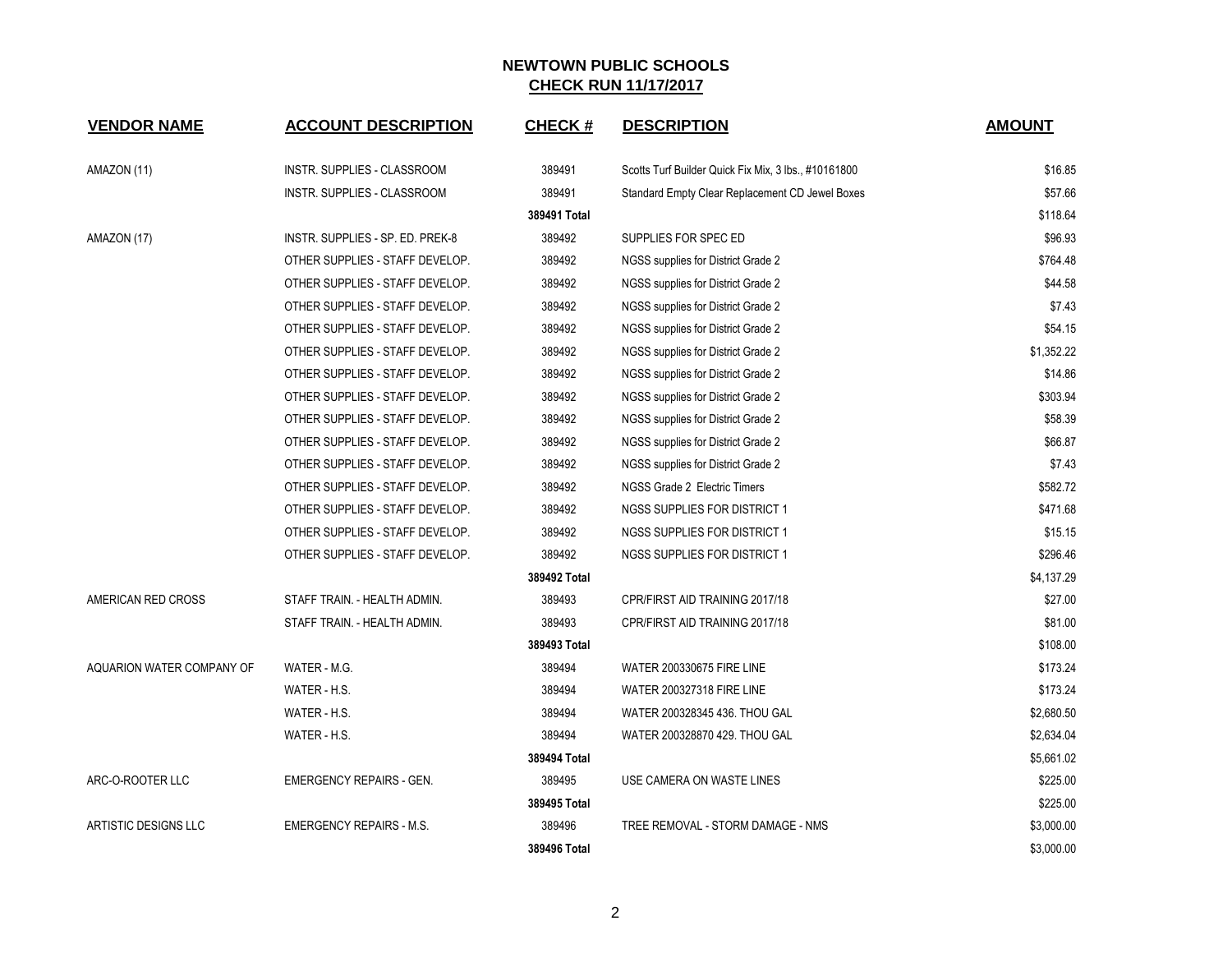# NEWTOWN PUBLIC SCHOOLS

## CHECK RUN 11/17/2017

| VENDOR NAME | ACCOUNT DESCRIPTION | CHECK # | DESCRIPTION | AMOUNT |
|---|---|---|---|---|
| AMAZON (11) | INSTR. SUPPLIES - CLASSROOM | 389491 | Scotts Turf Builder Quick Fix Mix, 3 lbs., #10161800 | $16.85 |
| | INSTR. SUPPLIES - CLASSROOM | 389491 | Standard Empty Clear Replacement CD Jewel Boxes | $57.66 |
| | | **389491 Total** | | $118.64 |
| AMAZON (17) | INSTR. SUPPLIES - SP. ED. PREK-8 | 389492 | SUPPLIES FOR SPEC ED | $96.93 |
| | OTHER SUPPLIES - STAFF DEVELOP. | 389492 | NGSS supplies for District Grade 2 | $764.48 |
| | OTHER SUPPLIES - STAFF DEVELOP. | 389492 | NGSS supplies for District Grade 2 | $44.58 |
| | OTHER SUPPLIES - STAFF DEVELOP. | 389492 | NGSS supplies for District Grade 2 | $7.43 |
| | OTHER SUPPLIES - STAFF DEVELOP. | 389492 | NGSS supplies for District Grade 2 | $54.15 |
| | OTHER SUPPLIES - STAFF DEVELOP. | 389492 | NGSS supplies for District Grade 2 | $1,352.22 |
| | OTHER SUPPLIES - STAFF DEVELOP. | 389492 | NGSS supplies for District Grade 2 | $14.86 |
| | OTHER SUPPLIES - STAFF DEVELOP. | 389492 | NGSS supplies for District Grade 2 | $303.94 |
| | OTHER SUPPLIES - STAFF DEVELOP. | 389492 | NGSS supplies for District Grade 2 | $58.39 |
| | OTHER SUPPLIES - STAFF DEVELOP. | 389492 | NGSS supplies for District Grade 2 | $66.87 |
| | OTHER SUPPLIES - STAFF DEVELOP. | 389492 | NGSS supplies for District Grade 2 | $7.43 |
| | OTHER SUPPLIES - STAFF DEVELOP. | 389492 | NGSS Grade 2 Electric Timers | $582.72 |
| | OTHER SUPPLIES - STAFF DEVELOP. | 389492 | NGSS SUPPLIES FOR DISTRICT 1 | $471.68 |
| | OTHER SUPPLIES - STAFF DEVELOP. | 389492 | NGSS SUPPLIES FOR DISTRICT 1 | $15.15 |
| | OTHER SUPPLIES - STAFF DEVELOP. | 389492 | NGSS SUPPLIES FOR DISTRICT 1 | $296.46 |
| | | **389492 Total** | | $4,137.29 |
| AMERICAN RED CROSS | STAFF TRAIN. - HEALTH ADMIN. | 389493 | CPR/FIRST AID TRAINING 2017/18 | $27.00 |
| | STAFF TRAIN. - HEALTH ADMIN. | 389493 | CPR/FIRST AID TRAINING 2017/18 | $81.00 |
| | | **389493 Total** | | $108.00 |
| AQUARION WATER COMPANY OF | WATER - M.G. | 389494 | WATER 200330675 FIRE LINE | $173.24 |
| | WATER - H.S. | 389494 | WATER 200327318 FIRE LINE | $173.24 |
| | WATER - H.S. | 389494 | WATER 200328345 436. THOU GAL | $2,680.50 |
| | WATER - H.S. | 389494 | WATER 200328870 429. THOU GAL | $2,634.04 |
| | | **389494 Total** | | $5,661.02 |
| ARC-O-ROOTER LLC | EMERGENCY REPAIRS - GEN. | 389495 | USE CAMERA ON WASTE LINES | $225.00 |
| | | **389495 Total** | | $225.00 |
| ARTISTIC DESIGNS LLC | EMERGENCY REPAIRS - M.S. | 389496 | TREE REMOVAL - STORM DAMAGE - NMS | $3,000.00 |
| | | **389496 Total** | | $3,000.00 |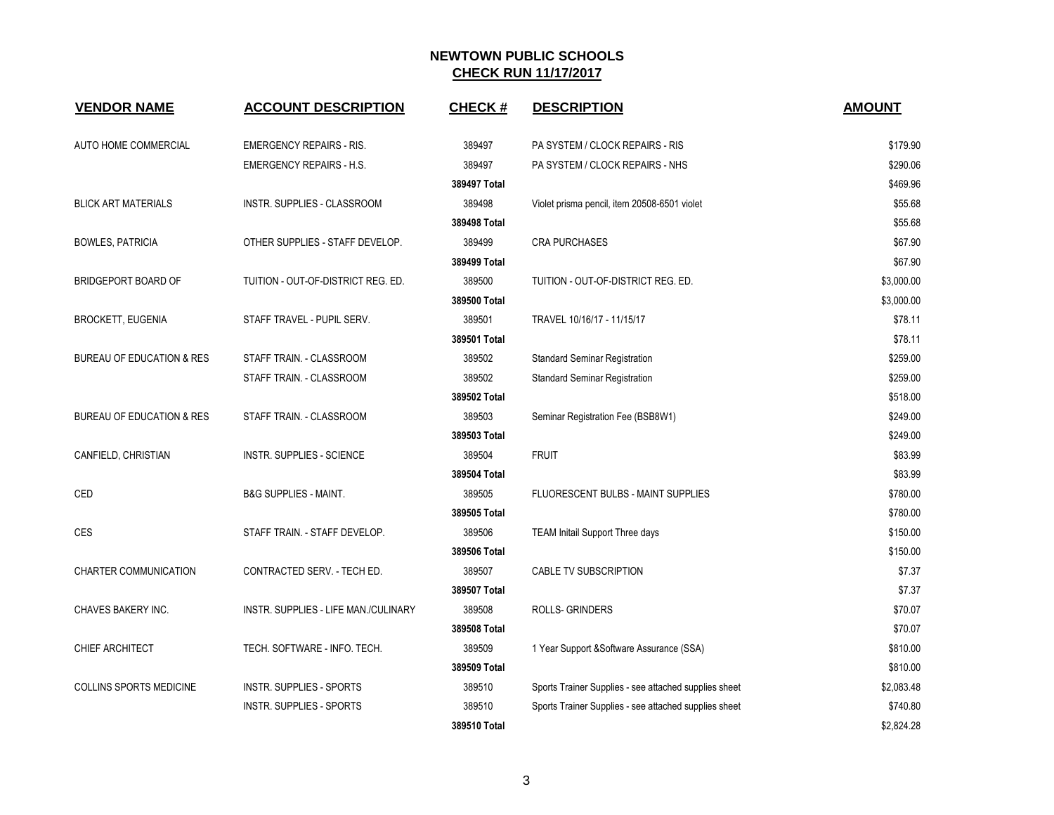# NEWTOWN PUBLIC SCHOOLS

## CHECK RUN 11/17/2017

| VENDOR NAME | ACCOUNT DESCRIPTION | CHECK # | DESCRIPTION | AMOUNT |
|---|---|---|---|---|
| AUTO HOME COMMERCIAL | EMERGENCY REPAIRS - RIS. | 389497 | PA SYSTEM / CLOCK REPAIRS - RIS | $179.90 |
| | EMERGENCY REPAIRS - H.S. | 389497 | PA SYSTEM / CLOCK REPAIRS - NHS | $290.06 |
| | | **389497 Total** | | $469.96 |
| BLICK ART MATERIALS | INSTR. SUPPLIES - CLASSROOM | 389498 | Violet prisma pencil, item 20508-6501 violet | $55.68 |
| | | **389498 Total** | | $55.68 |
| BOWLES, PATRICIA | OTHER SUPPLIES - STAFF DEVELOP. | 389499 | CRA PURCHASES | $67.90 |
| | | **389499 Total** | | $67.90 |
| BRIDGEPORT BOARD OF | TUITION - OUT-OF-DISTRICT REG. ED. | 389500 | TUITION - OUT-OF-DISTRICT REG. ED. | $3,000.00 |
| | | **389500 Total** | | $3,000.00 |
| BROCKETT, EUGENIA | STAFF TRAVEL - PUPIL SERV. | 389501 | TRAVEL 10/16/17 - 11/15/17 | $78.11 |
| | | **389501 Total** | | $78.11 |
| BUREAU OF EDUCATION & RES | STAFF TRAIN. - CLASSROOM | 389502 | Standard Seminar Registration | $259.00 |
| | STAFF TRAIN. - CLASSROOM | 389502 | Standard Seminar Registration | $259.00 |
| | | **389502 Total** | | $518.00 |
| BUREAU OF EDUCATION & RES | STAFF TRAIN. - CLASSROOM | 389503 | Seminar Registration Fee (BSB8W1) | $249.00 |
| | | **389503 Total** | | $249.00 |
| CANFIELD, CHRISTIAN | INSTR. SUPPLIES - SCIENCE | 389504 | FRUIT | $83.99 |
| | | **389504 Total** | | $83.99 |
| CED | B&G SUPPLIES - MAINT. | 389505 | FLUORESCENT BULBS - MAINT SUPPLIES | $780.00 |
| | | **389505 Total** | | $780.00 |
| CES | STAFF TRAIN. - STAFF DEVELOP. | 389506 | TEAM Initail Support Three days | $150.00 |
| | | **389506 Total** | | $150.00 |
| CHARTER COMMUNICATION | CONTRACTED SERV. - TECH ED. | 389507 | CABLE TV SUBSCRIPTION | $7.37 |
| | | **389507 Total** | | $7.37 |
| CHAVES BAKERY INC. | INSTR. SUPPLIES - LIFE MAN./CULINARY | 389508 | ROLLS- GRINDERS | $70.07 |
| | | **389508 Total** | | $70.07 |
| CHIEF ARCHITECT | TECH. SOFTWARE - INFO. TECH. | 389509 | 1 Year Support &Software Assurance (SSA) | $810.00 |
| | | **389509 Total** | | $810.00 |
| COLLINS SPORTS MEDICINE | INSTR. SUPPLIES - SPORTS | 389510 | Sports Trainer Supplies - see attached supplies sheet | $2,083.48 |
| | INSTR. SUPPLIES - SPORTS | 389510 | Sports Trainer Supplies - see attached supplies sheet | $740.80 |
| | | **389510 Total** | | $2,824.28 |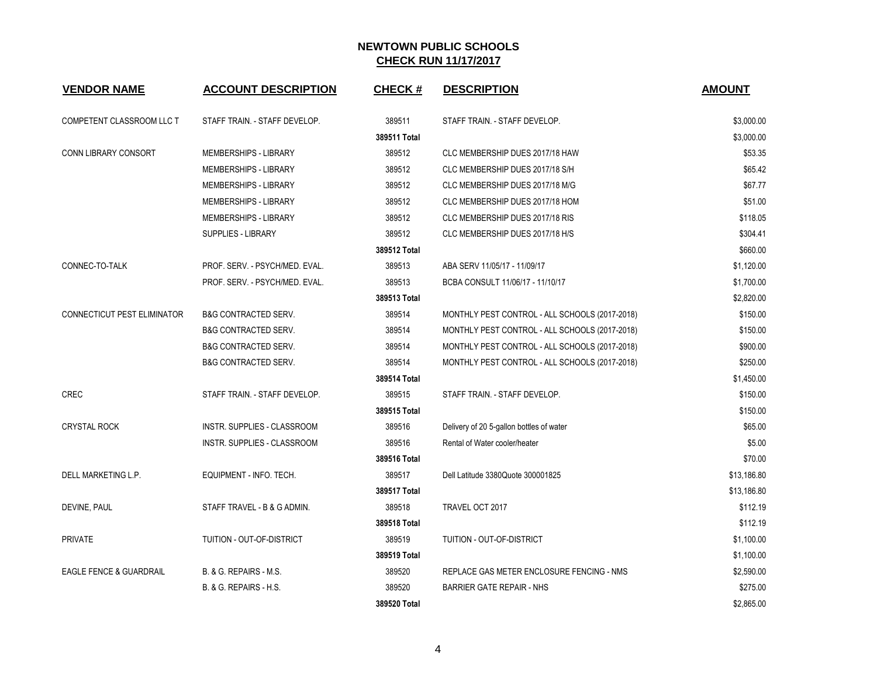# NEWTOWN PUBLIC SCHOOLS

## CHECK RUN 11/17/2017

| VENDOR NAME | ACCOUNT DESCRIPTION | CHECK # | DESCRIPTION | AMOUNT |
|---|---|---|---|---|
| COMPETENT CLASSROOM LLC T | STAFF TRAIN. - STAFF DEVELOP. | 389511 | STAFF TRAIN. - STAFF DEVELOP. | $3,000.00 |
| | | **389511 Total** | | $3,000.00 |
| CONN LIBRARY CONSORT | MEMBERSHIPS - LIBRARY | 389512 | CLC MEMBERSHIP DUES 2017/18 HAW | $53.35 |
| | MEMBERSHIPS - LIBRARY | 389512 | CLC MEMBERSHIP DUES 2017/18 S/H | $65.42 |
| | MEMBERSHIPS - LIBRARY | 389512 | CLC MEMBERSHIP DUES 2017/18 M/G | $67.77 |
| | MEMBERSHIPS - LIBRARY | 389512 | CLC MEMBERSHIP DUES 2017/18 HOM | $51.00 |
| | MEMBERSHIPS - LIBRARY | 389512 | CLC MEMBERSHIP DUES 2017/18 RIS | $118.05 |
| | SUPPLIES - LIBRARY | 389512 | CLC MEMBERSHIP DUES 2017/18 H/S | $304.41 |
| | | **389512 Total** | | $660.00 |
| CONNEC-TO-TALK | PROF. SERV. - PSYCH/MED. EVAL. | 389513 | ABA SERV 11/05/17 - 11/09/17 | $1,120.00 |
| | PROF. SERV. - PSYCH/MED. EVAL. | 389513 | BCBA CONSULT 11/06/17 - 11/10/17 | $1,700.00 |
| | | **389513 Total** | | $2,820.00 |
| CONNECTICUT PEST ELIMINATOR | B&G CONTRACTED SERV. | 389514 | MONTHLY PEST CONTROL - ALL SCHOOLS (2017-2018) | $150.00 |
| | B&G CONTRACTED SERV. | 389514 | MONTHLY PEST CONTROL - ALL SCHOOLS (2017-2018) | $150.00 |
| | B&G CONTRACTED SERV. | 389514 | MONTHLY PEST CONTROL - ALL SCHOOLS (2017-2018) | $900.00 |
| | B&G CONTRACTED SERV. | 389514 | MONTHLY PEST CONTROL - ALL SCHOOLS (2017-2018) | $250.00 |
| | | **389514 Total** | | $1,450.00 |
| CREC | STAFF TRAIN. - STAFF DEVELOP. | 389515 | STAFF TRAIN. - STAFF DEVELOP. | $150.00 |
| | | **389515 Total** | | $150.00 |
| CRYSTAL ROCK | INSTR. SUPPLIES - CLASSROOM | 389516 | Delivery of 20 5-gallon bottles of water | $65.00 |
| | INSTR. SUPPLIES - CLASSROOM | 389516 | Rental of Water cooler/heater | $5.00 |
| | | **389516 Total** | | $70.00 |
| DELL MARKETING L.P. | EQUIPMENT - INFO. TECH. | 389517 | Dell Latitude 3380Quote 300001825 | $13,186.80 |
| | | **389517 Total** | | $13,186.80 |
| DEVINE, PAUL | STAFF TRAVEL - B & G ADMIN. | 389518 | TRAVEL OCT 2017 | $112.19 |
| | | **389518 Total** | | $112.19 |
| PRIVATE | TUITION - OUT-OF-DISTRICT | 389519 | TUITION - OUT-OF-DISTRICT | $1,100.00 |
| | | **389519 Total** | | $1,100.00 |
| EAGLE FENCE & GUARDRAIL | B. & G. REPAIRS - M.S. | 389520 | REPLACE GAS METER ENCLOSURE FENCING - NMS | $2,590.00 |
| | B. & G. REPAIRS - H.S. | 389520 | BARRIER GATE REPAIR - NHS | $275.00 |
| | | **389520 Total** | | $2,865.00 |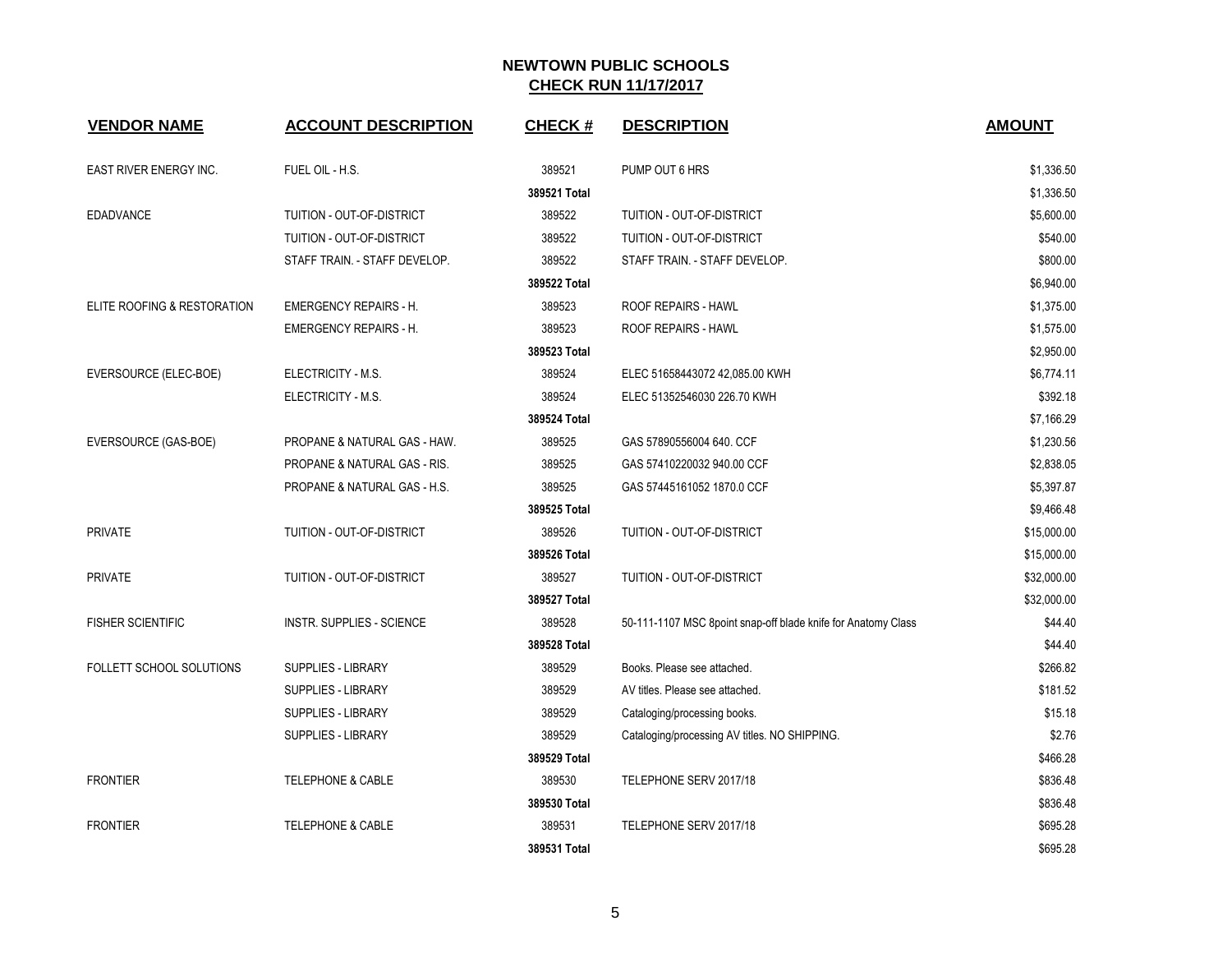# NEWTOWN PUBLIC SCHOOLS

## CHECK RUN 11/17/2017

| VENDOR NAME | ACCOUNT DESCRIPTION | CHECK # | DESCRIPTION | AMOUNT |
|---|---|---|---|---|
| EAST RIVER ENERGY INC. | FUEL OIL - H.S. | 389521 | PUMP OUT 6 HRS | $1,336.50 |
| | | 389521 Total | | $1,336.50 |
| EDADVANCE | TUITION - OUT-OF-DISTRICT | 389522 | TUITION - OUT-OF-DISTRICT | $5,600.00 |
| | TUITION - OUT-OF-DISTRICT | 389522 | TUITION - OUT-OF-DISTRICT | $540.00 |
| | STAFF TRAIN. - STAFF DEVELOP. | 389522 | STAFF TRAIN. - STAFF DEVELOP. | $800.00 |
| | | 389522 Total | | $6,940.00 |
| ELITE ROOFING & RESTORATION | EMERGENCY REPAIRS - H. | 389523 | ROOF REPAIRS - HAWL | $1,375.00 |
| | EMERGENCY REPAIRS - H. | 389523 | ROOF REPAIRS - HAWL | $1,575.00 |
| | | 389523 Total | | $2,950.00 |
| EVERSOURCE (ELEC-BOE) | ELECTRICITY - M.S. | 389524 | ELEC 51658443072 42,085.00 KWH | $6,774.11 |
| | ELECTRICITY - M.S. | 389524 | ELEC 51352546030 226.70 KWH | $392.18 |
| | | 389524 Total | | $7,166.29 |
| EVERSOURCE (GAS-BOE) | PROPANE & NATURAL GAS - HAW. | 389525 | GAS 57890556004 640. CCF | $1,230.56 |
| | PROPANE & NATURAL GAS - RIS. | 389525 | GAS 57410220032 940.00 CCF | $2,838.05 |
| | PROPANE & NATURAL GAS - H.S. | 389525 | GAS 57445161052 1870.0 CCF | $5,397.87 |
| | | 389525 Total | | $9,466.48 |
| PRIVATE | TUITION - OUT-OF-DISTRICT | 389526 | TUITION - OUT-OF-DISTRICT | $15,000.00 |
| | | 389526 Total | | $15,000.00 |
| PRIVATE | TUITION - OUT-OF-DISTRICT | 389527 | TUITION - OUT-OF-DISTRICT | $32,000.00 |
| | | 389527 Total | | $32,000.00 |
| FISHER SCIENTIFIC | INSTR. SUPPLIES - SCIENCE | 389528 | 50-111-1107 MSC 8point snap-off blade knife for Anatomy Class | $44.40 |
| | | 389528 Total | | $44.40 |
| FOLLETT SCHOOL SOLUTIONS | SUPPLIES - LIBRARY | 389529 | Books. Please see attached. | $266.82 |
| | SUPPLIES - LIBRARY | 389529 | AV titles. Please see attached. | $181.52 |
| | SUPPLIES - LIBRARY | 389529 | Cataloging/processing books. | $15.18 |
| | SUPPLIES - LIBRARY | 389529 | Cataloging/processing AV titles. NO SHIPPING. | $2.76 |
| | | 389529 Total | | $466.28 |
| FRONTIER | TELEPHONE & CABLE | 389530 | TELEPHONE SERV 2017/18 | $836.48 |
| | | 389530 Total | | $836.48 |
| FRONTIER | TELEPHONE & CABLE | 389531 | TELEPHONE SERV 2017/18 | $695.28 |
| | | 389531 Total | | $695.28 |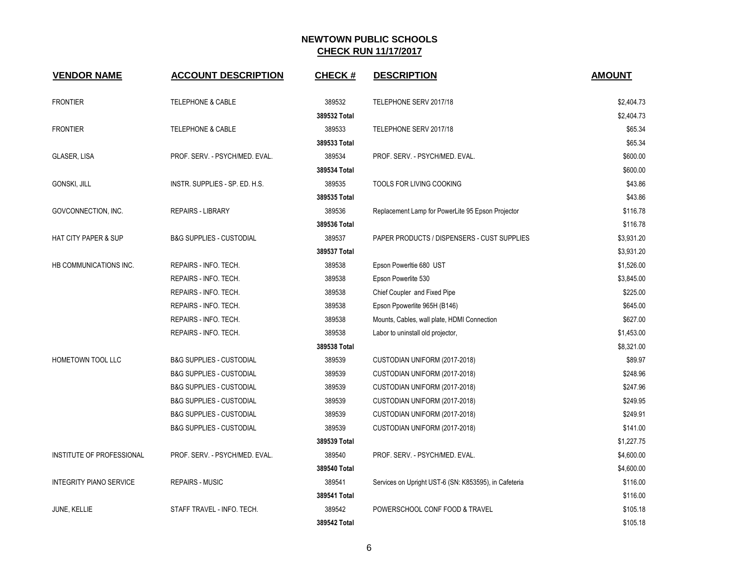## NEWTOWN PUBLIC SCHOOLS
## CHECK RUN 11/17/2017

| VENDOR NAME | ACCOUNT DESCRIPTION | CHECK # | DESCRIPTION | AMOUNT |
|---|---|---|---|---|
| FRONTIER | TELEPHONE & CABLE | 389532 | TELEPHONE SERV 2017/18 | $2,404.73 |
| | | **389532 Total** | | $2,404.73 |
| FRONTIER | TELEPHONE & CABLE | 389533 | TELEPHONE SERV 2017/18 | $65.34 |
| | | **389533 Total** | | $65.34 |
| GLASER, LISA | PROF. SERV. - PSYCH/MED. EVAL. | 389534 | PROF. SERV. - PSYCH/MED. EVAL. | $600.00 |
| | | **389534 Total** | | $600.00 |
| GONSKI, JILL | INSTR. SUPPLIES - SP. ED. H.S. | 389535 | TOOLS FOR LIVING COOKING | $43.86 |
| | | **389535 Total** | | $43.86 |
| GOVCONNECTION, INC. | REPAIRS - LIBRARY | 389536 | Replacement Lamp for PowerLite 95 Epson Projector | $116.78 |
| | | **389536 Total** | | $116.78 |
| HAT CITY PAPER & SUP | B&G SUPPLIES - CUSTODIAL | 389537 | PAPER PRODUCTS / DISPENSERS - CUST SUPPLIES | $3,931.20 |
| | | **389537 Total** | | $3,931.20 |
| HB COMMUNICATIONS INC. | REPAIRS - INFO. TECH. | 389538 | Epson Powerltie 680 UST | $1,526.00 |
| | REPAIRS - INFO. TECH. | 389538 | Epson Powerlite 530 | $3,845.00 |
| | REPAIRS - INFO. TECH. | 389538 | Chief Coupler and Fixed Pipe | $225.00 |
| | REPAIRS - INFO. TECH. | 389538 | Epson Ppowerlite 965H (B146) | $645.00 |
| | REPAIRS - INFO. TECH. | 389538 | Mounts, Cables, wall plate, HDMI Connection | $627.00 |
| | REPAIRS - INFO. TECH. | 389538 | Labor to uninstall old projector, | $1,453.00 |
| | | **389538 Total** | | $8,321.00 |
| HOMETOWN TOOL LLC | B&G SUPPLIES - CUSTODIAL | 389539 | CUSTODIAN UNIFORM (2017-2018) | $89.97 |
| | B&G SUPPLIES - CUSTODIAL | 389539 | CUSTODIAN UNIFORM (2017-2018) | $248.96 |
| | B&G SUPPLIES - CUSTODIAL | 389539 | CUSTODIAN UNIFORM (2017-2018) | $247.96 |
| | B&G SUPPLIES - CUSTODIAL | 389539 | CUSTODIAN UNIFORM (2017-2018) | $249.95 |
| | B&G SUPPLIES - CUSTODIAL | 389539 | CUSTODIAN UNIFORM (2017-2018) | $249.91 |
| | B&G SUPPLIES - CUSTODIAL | 389539 | CUSTODIAN UNIFORM (2017-2018) | $141.00 |
| | | **389539 Total** | | $1,227.75 |
| INSTITUTE OF PROFESSIONAL | PROF. SERV. - PSYCH/MED. EVAL. | 389540 | PROF. SERV. - PSYCH/MED. EVAL. | $4,600.00 |
| | | **389540 Total** | | $4,600.00 |
| INTEGRITY PIANO SERVICE | REPAIRS - MUSIC | 389541 | Services on Upright UST-6 (SN: K853595), in Cafeteria | $116.00 |
| | | **389541 Total** | | $116.00 |
| JUNE, KELLIE | STAFF TRAVEL - INFO. TECH. | 389542 | POWERSCHOOL CONF FOOD & TRAVEL | $105.18 |
| | | **389542 Total** | | $105.18 |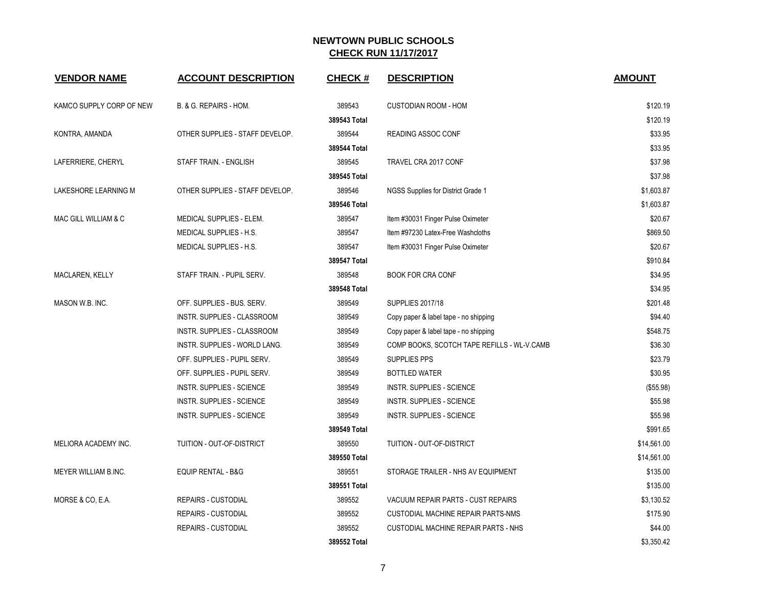# NEWTOWN PUBLIC SCHOOLS

## CHECK RUN 11/17/2017

| VENDOR NAME | ACCOUNT DESCRIPTION | CHECK # | DESCRIPTION | AMOUNT |
|---|---|---|---|---|
| KAMCO SUPPLY CORP OF NEW | B. & G. REPAIRS - HOM. | 389543 | CUSTODIAN ROOM - HOM | $120.19 |
| | | 389543 Total | | $120.19 |
| KONTRA, AMANDA | OTHER SUPPLIES - STAFF DEVELOP. | 389544 | READING ASSOC CONF | $33.95 |
| | | 389544 Total | | $33.95 |
| LAFERRIERE, CHERYL | STAFF TRAIN. - ENGLISH | 389545 | TRAVEL CRA 2017 CONF | $37.98 |
| | | 389545 Total | | $37.98 |
| LAKESHORE LEARNING M | OTHER SUPPLIES - STAFF DEVELOP. | 389546 | NGSS Supplies for District Grade 1 | $1,603.87 |
| | | 389546 Total | | $1,603.87 |
| MAC GILL WILLIAM & C | MEDICAL SUPPLIES - ELEM. | 389547 | Item #30031 Finger Pulse Oximeter | $20.67 |
| | MEDICAL SUPPLIES - H.S. | 389547 | Item #97230 Latex-Free Washcloths | $869.50 |
| | MEDICAL SUPPLIES - H.S. | 389547 | Item #30031 Finger Pulse Oximeter | $20.67 |
| | | 389547 Total | | $910.84 |
| MACLAREN, KELLY | STAFF TRAIN. - PUPIL SERV. | 389548 | BOOK FOR CRA CONF | $34.95 |
| | | 389548 Total | | $34.95 |
| MASON W.B. INC. | OFF. SUPPLIES - BUS. SERV. | 389549 | SUPPLIES 2017/18 | $201.48 |
| | INSTR. SUPPLIES - CLASSROOM | 389549 | Copy paper & label tape - no shipping | $94.40 |
| | INSTR. SUPPLIES - CLASSROOM | 389549 | Copy paper & label tape - no shipping | $548.75 |
| | INSTR. SUPPLIES - WORLD LANG. | 389549 | COMP BOOKS, SCOTCH TAPE REFILLS - WL-V.CAMB | $36.30 |
| | OFF. SUPPLIES - PUPIL SERV. | 389549 | SUPPLIES PPS | $23.79 |
| | OFF. SUPPLIES - PUPIL SERV. | 389549 | BOTTLED WATER | $30.95 |
| | INSTR. SUPPLIES - SCIENCE | 389549 | INSTR. SUPPLIES - SCIENCE | ($55.98) |
| | INSTR. SUPPLIES - SCIENCE | 389549 | INSTR. SUPPLIES - SCIENCE | $55.98 |
| | INSTR. SUPPLIES - SCIENCE | 389549 | INSTR. SUPPLIES - SCIENCE | $55.98 |
| | | 389549 Total | | $991.65 |
| MELIORA ACADEMY INC. | TUITION - OUT-OF-DISTRICT | 389550 | TUITION - OUT-OF-DISTRICT | $14,561.00 |
| | | 389550 Total | | $14,561.00 |
| MEYER WILLIAM B.INC. | EQUIP RENTAL - B&G | 389551 | STORAGE TRAILER - NHS AV EQUIPMENT | $135.00 |
| | | 389551 Total | | $135.00 |
| MORSE & CO, E.A. | REPAIRS - CUSTODIAL | 389552 | VACUUM REPAIR PARTS - CUST REPAIRS | $3,130.52 |
| | REPAIRS - CUSTODIAL | 389552 | CUSTODIAL MACHINE REPAIR PARTS-NMS | $175.90 |
| | REPAIRS - CUSTODIAL | 389552 | CUSTODIAL MACHINE REPAIR PARTS - NHS | $44.00 |
| | | 389552 Total | | $3,350.42 |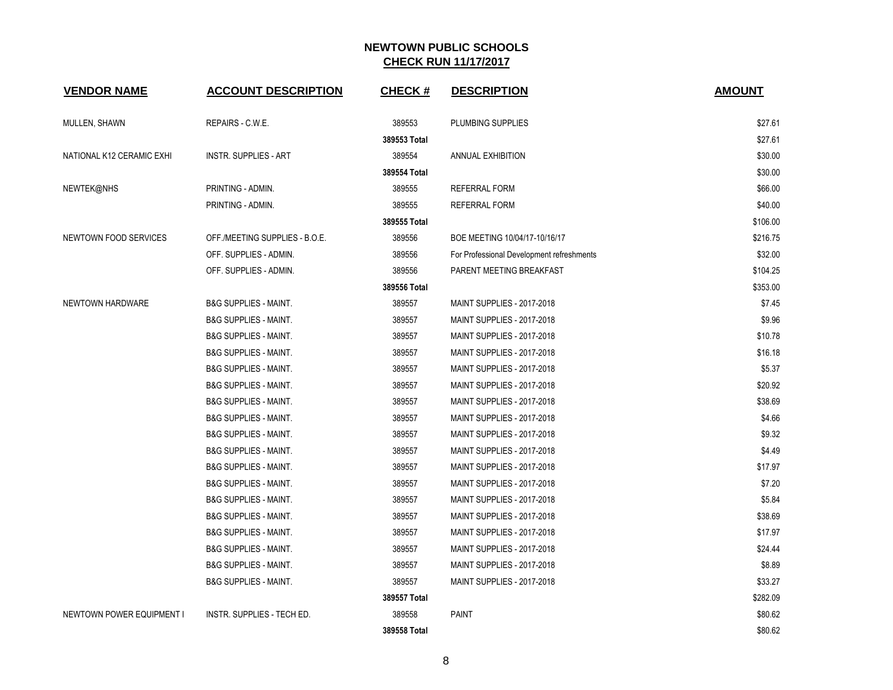# NEWTOWN PUBLIC SCHOOLS
## CHECK RUN 11/17/2017

| VENDOR NAME | ACCOUNT DESCRIPTION | CHECK # | DESCRIPTION | AMOUNT |
|---|---|---|---|---|
| MULLEN, SHAWN | REPAIRS - C.W.E. | 389553 | PLUMBING SUPPLIES | $27.61 |
| | | **389553 Total** | | $27.61 |
| NATIONAL K12 CERAMIC EXHI | INSTR. SUPPLIES - ART | 389554 | ANNUAL EXHIBITION | $30.00 |
| | | **389554 Total** | | $30.00 |
| NEWTEK@NHS | PRINTING - ADMIN. | 389555 | REFERRAL FORM | $66.00 |
| | PRINTING - ADMIN. | 389555 | REFERRAL FORM | $40.00 |
| | | **389555 Total** | | $106.00 |
| NEWTOWN FOOD SERVICES | OFF./MEETING SUPPLIES - B.O.E. | 389556 | BOE MEETING 10/04/17-10/16/17 | $216.75 |
| | OFF. SUPPLIES - ADMIN. | 389556 | For Professional Development refreshments | $32.00 |
| | OFF. SUPPLIES - ADMIN. | 389556 | PARENT MEETING BREAKFAST | $104.25 |
| | | **389556 Total** | | $353.00 |
| NEWTOWN HARDWARE | B&G SUPPLIES - MAINT. | 389557 | MAINT SUPPLIES - 2017-2018 | $7.45 |
| | B&G SUPPLIES - MAINT. | 389557 | MAINT SUPPLIES - 2017-2018 | $9.96 |
| | B&G SUPPLIES - MAINT. | 389557 | MAINT SUPPLIES - 2017-2018 | $10.78 |
| | B&G SUPPLIES - MAINT. | 389557 | MAINT SUPPLIES - 2017-2018 | $16.18 |
| | B&G SUPPLIES - MAINT. | 389557 | MAINT SUPPLIES - 2017-2018 | $5.37 |
| | B&G SUPPLIES - MAINT. | 389557 | MAINT SUPPLIES - 2017-2018 | $20.92 |
| | B&G SUPPLIES - MAINT. | 389557 | MAINT SUPPLIES - 2017-2018 | $38.69 |
| | B&G SUPPLIES - MAINT. | 389557 | MAINT SUPPLIES - 2017-2018 | $4.66 |
| | B&G SUPPLIES - MAINT. | 389557 | MAINT SUPPLIES - 2017-2018 | $9.32 |
| | B&G SUPPLIES - MAINT. | 389557 | MAINT SUPPLIES - 2017-2018 | $4.49 |
| | B&G SUPPLIES - MAINT. | 389557 | MAINT SUPPLIES - 2017-2018 | $17.97 |
| | B&G SUPPLIES - MAINT. | 389557 | MAINT SUPPLIES - 2017-2018 | $7.20 |
| | B&G SUPPLIES - MAINT. | 389557 | MAINT SUPPLIES - 2017-2018 | $5.84 |
| | B&G SUPPLIES - MAINT. | 389557 | MAINT SUPPLIES - 2017-2018 | $38.69 |
| | B&G SUPPLIES - MAINT. | 389557 | MAINT SUPPLIES - 2017-2018 | $17.97 |
| | B&G SUPPLIES - MAINT. | 389557 | MAINT SUPPLIES - 2017-2018 | $24.44 |
| | B&G SUPPLIES - MAINT. | 389557 | MAINT SUPPLIES - 2017-2018 | $8.89 |
| | B&G SUPPLIES - MAINT. | 389557 | MAINT SUPPLIES - 2017-2018 | $33.27 |
| | | **389557 Total** | | $282.09 |
| NEWTOWN POWER EQUIPMENT I | INSTR. SUPPLIES - TECH ED. | 389558 | PAINT | $80.62 |
| | | **389558 Total** | | $80.62 |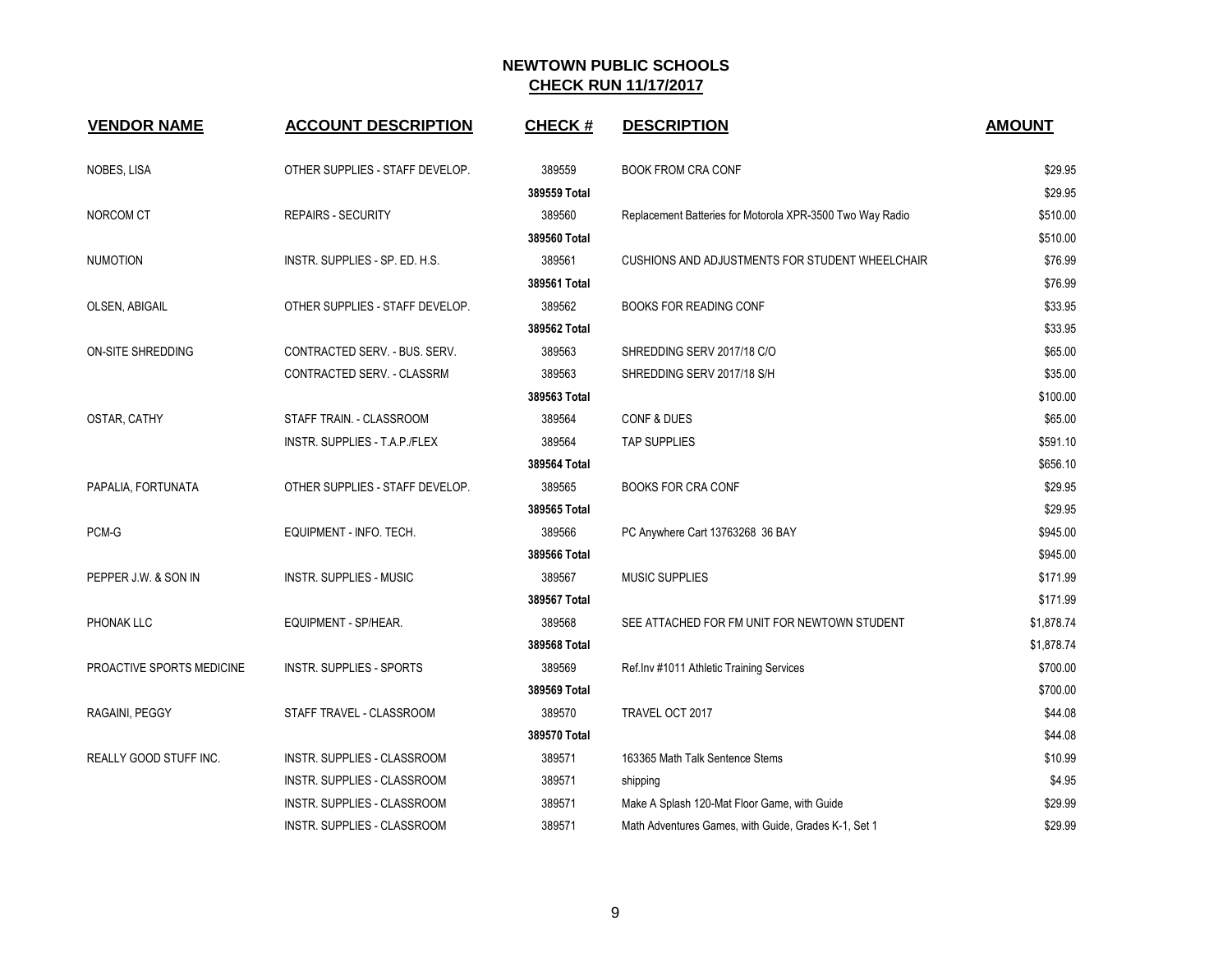# NEWTOWN PUBLIC SCHOOLS

## CHECK RUN 11/17/2017

| VENDOR NAME | ACCOUNT DESCRIPTION | CHECK # | DESCRIPTION | AMOUNT |
|---|---|---|---|---|
| NOBES, LISA | OTHER SUPPLIES - STAFF DEVELOP. | 389559 | BOOK FROM CRA CONF | $29.95 |
| | | **389559 Total** | | $29.95 |
| NORCOM CT | REPAIRS - SECURITY | 389560 | Replacement Batteries for Motorola XPR-3500 Two Way Radio | $510.00 |
| | | **389560 Total** | | $510.00 |
| NUMOTION | INSTR. SUPPLIES - SP. ED. H.S. | 389561 | CUSHIONS AND ADJUSTMENTS FOR STUDENT WHEELCHAIR | $76.99 |
| | | **389561 Total** | | $76.99 |
| OLSEN, ABIGAIL | OTHER SUPPLIES - STAFF DEVELOP. | 389562 | BOOKS FOR READING CONF | $33.95 |
| | | **389562 Total** | | $33.95 |
| ON-SITE SHREDDING | CONTRACTED SERV. - BUS. SERV. | 389563 | SHREDDING SERV 2017/18 C/O | $65.00 |
| | CONTRACTED SERV. - CLASSRM | 389563 | SHREDDING SERV 2017/18 S/H | $35.00 |
| | | **389563 Total** | | $100.00 |
| OSTAR, CATHY | STAFF TRAIN. - CLASSROOM | 389564 | CONF & DUES | $65.00 |
| | INSTR. SUPPLIES - T.A.P./FLEX | 389564 | TAP SUPPLIES | $591.10 |
| | | **389564 Total** | | $656.10 |
| PAPALIA, FORTUNATA | OTHER SUPPLIES - STAFF DEVELOP. | 389565 | BOOKS FOR CRA CONF | $29.95 |
| | | **389565 Total** | | $29.95 |
| PCM-G | EQUIPMENT - INFO. TECH. | 389566 | PC Anywhere Cart 13763268 36 BAY | $945.00 |
| | | **389566 Total** | | $945.00 |
| PEPPER J.W. & SON IN | INSTR. SUPPLIES - MUSIC | 389567 | MUSIC SUPPLIES | $171.99 |
| | | **389567 Total** | | $171.99 |
| PHONAK LLC | EQUIPMENT - SP/HEAR. | 389568 | SEE ATTACHED FOR FM UNIT FOR NEWTOWN STUDENT | $1,878.74 |
| | | **389568 Total** | | $1,878.74 |
| PROACTIVE SPORTS MEDICINE | INSTR. SUPPLIES - SPORTS | 389569 | Ref.Inv #1011 Athletic Training Services | $700.00 |
| | | **389569 Total** | | $700.00 |
| RAGAINI, PEGGY | STAFF TRAVEL - CLASSROOM | 389570 | TRAVEL OCT 2017 | $44.08 |
| | | **389570 Total** | | $44.08 |
| REALLY GOOD STUFF INC. | INSTR. SUPPLIES - CLASSROOM | 389571 | 163365 Math Talk Sentence Stems | $10.99 |
| | INSTR. SUPPLIES - CLASSROOM | 389571 | shipping | $4.95 |
| | INSTR. SUPPLIES - CLASSROOM | 389571 | Make A Splash 120-Mat Floor Game, with Guide | $29.99 |
| | INSTR. SUPPLIES - CLASSROOM | 389571 | Math Adventures Games, with Guide, Grades K-1, Set 1 | $29.99 |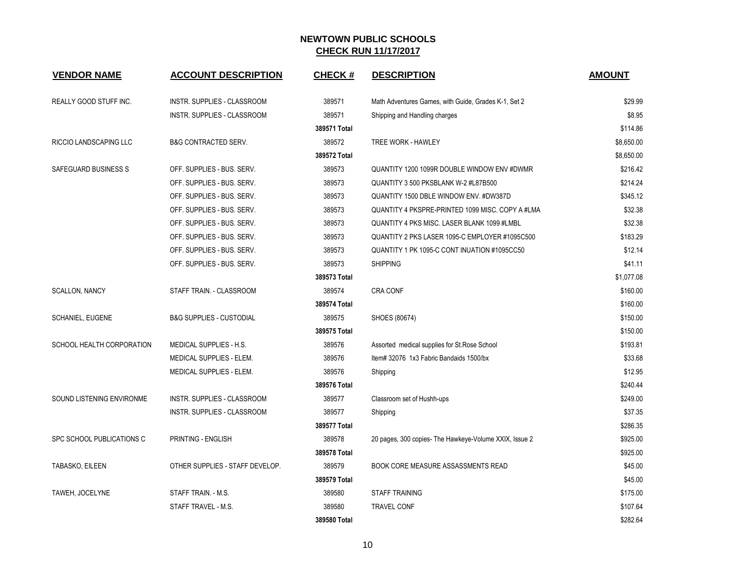# NEWTOWN PUBLIC SCHOOLS
## CHECK RUN 11/17/2017

| VENDOR NAME | ACCOUNT DESCRIPTION | CHECK # | DESCRIPTION | AMOUNT |
|---|---|---|---|---|
| REALLY GOOD STUFF INC. | INSTR. SUPPLIES - CLASSROOM | 389571 | Math Adventures Games, with Guide, Grades K-1, Set 2 | $29.99 |
| | INSTR. SUPPLIES - CLASSROOM | 389571 | Shipping and Handling charges | $8.95 |
| | | **389571 Total** | | $114.86 |
| RICCIO LANDSCAPING LLC | B&G CONTRACTED SERV. | 389572 | TREE WORK - HAWLEY | $8,650.00 |
| | | **389572 Total** | | $8,650.00 |
| SAFEGUARD BUSINESS S | OFF. SUPPLIES - BUS. SERV. | 389573 | QUANTITY 1200 1099R DOUBLE WINDOW ENV #DWMR | $216.42 |
| | OFF. SUPPLIES - BUS. SERV. | 389573 | QUANTITY 3 500 PKSBLANK W-2 #L87B500 | $214.24 |
| | OFF. SUPPLIES - BUS. SERV. | 389573 | QUANTITY 1500 DBLE WINDOW ENV. #DW387D | $345.12 |
| | OFF. SUPPLIES - BUS. SERV. | 389573 | QUANTITY 4 PKSPRE-PRINTED 1099 MISC. COPY A #LMA | $32.38 |
| | OFF. SUPPLIES - BUS. SERV. | 389573 | QUANTITY 4 PKS MISC. LASER BLANK 1099 #LMBL | $32.38 |
| | OFF. SUPPLIES - BUS. SERV. | 389573 | QUANTITY 2 PKS LASER 1095-C EMPLOYER #1095C500 | $183.29 |
| | OFF. SUPPLIES - BUS. SERV. | 389573 | QUANTITY 1 PK 1095-C CONT INUATION #1095CC50 | $12.14 |
| | OFF. SUPPLIES - BUS. SERV. | 389573 | SHIPPING | $41.11 |
| | | **389573 Total** | | $1,077.08 |
| SCALLON, NANCY | STAFF TRAIN. - CLASSROOM | 389574 | CRA CONF | $160.00 |
| | | **389574 Total** | | $160.00 |
| SCHANIEL, EUGENE | B&G SUPPLIES - CUSTODIAL | 389575 | SHOES (80674) | $150.00 |
| | | **389575 Total** | | $150.00 |
| SCHOOL HEALTH CORPORATION | MEDICAL SUPPLIES - H.S. | 389576 | Assorted medical supplies for St.Rose School | $193.81 |
| | MEDICAL SUPPLIES - ELEM. | 389576 | Item# 32076 1x3 Fabric Bandaids 1500/bx | $33.68 |
| | MEDICAL SUPPLIES - ELEM. | 389576 | Shipping | $12.95 |
| | | **389576 Total** | | $240.44 |
| SOUND LISTENING ENVIRONME | INSTR. SUPPLIES - CLASSROOM | 389577 | Classroom set of Hushh-ups | $249.00 |
| | INSTR. SUPPLIES - CLASSROOM | 389577 | Shipping | $37.35 |
| | | **389577 Total** | | $286.35 |
| SPC SCHOOL PUBLICATIONS C | PRINTING - ENGLISH | 389578 | 20 pages, 300 copies- The Hawkeye-Volume XXIX, Issue 2 | $925.00 |
| | | **389578 Total** | | $925.00 |
| TABASKO, EILEEN | OTHER SUPPLIES - STAFF DEVELOP. | 389579 | BOOK CORE MEASURE ASSASSMENTS READ | $45.00 |
| | | **389579 Total** | | $45.00 |
| TAWEH, JOCELYNE | STAFF TRAIN. - M.S. | 389580 | STAFF TRAINING | $175.00 |
| | STAFF TRAVEL - M.S. | 389580 | TRAVEL CONF | $107.64 |
| | | **389580 Total** | | $282.64 |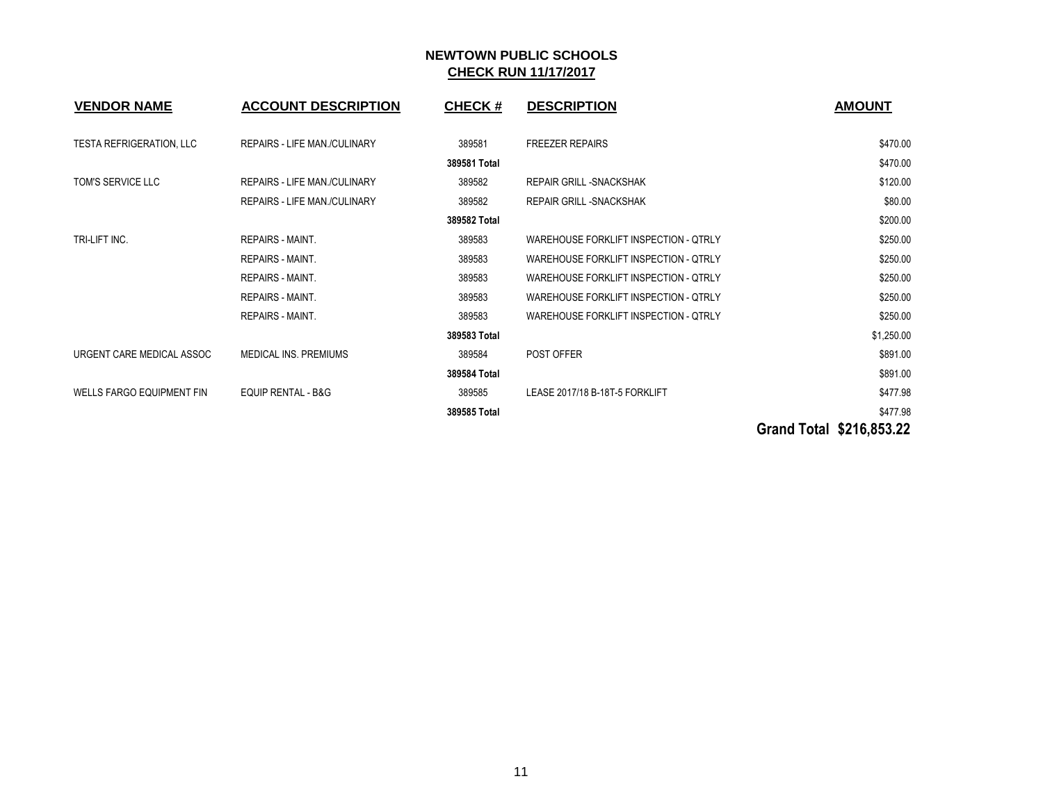# NEWTOWN PUBLIC SCHOOLS

## CHECK RUN 11/17/2017

| VENDOR NAME | ACCOUNT DESCRIPTION | CHECK # | DESCRIPTION | AMOUNT |
|---|---|---|---|---|
| TESTA REFRIGERATION, LLC | REPAIRS - LIFE MAN./CULINARY | 389581 | FREEZER REPAIRS | $470.00 |
| | | **389581 Total** | | $470.00 |
| TOM'S SERVICE LLC | REPAIRS - LIFE MAN./CULINARY | 389582 | REPAIR GRILL -SNACKSHAK | $120.00 |
| | REPAIRS - LIFE MAN./CULINARY | 389582 | REPAIR GRILL -SNACKSHAK | $80.00 |
| | | **389582 Total** | | $200.00 |
| TRI-LIFT INC. | REPAIRS - MAINT. | 389583 | WAREHOUSE FORKLIFT INSPECTION - QTRLY | $250.00 |
| | REPAIRS - MAINT. | 389583 | WAREHOUSE FORKLIFT INSPECTION - QTRLY | $250.00 |
| | REPAIRS - MAINT. | 389583 | WAREHOUSE FORKLIFT INSPECTION - QTRLY | $250.00 |
| | REPAIRS - MAINT. | 389583 | WAREHOUSE FORKLIFT INSPECTION - QTRLY | $250.00 |
| | REPAIRS - MAINT. | 389583 | WAREHOUSE FORKLIFT INSPECTION - QTRLY | $250.00 |
| | | **389583 Total** | | $1,250.00 |
| URGENT CARE MEDICAL ASSOC | MEDICAL INS. PREMIUMS | 389584 | POST OFFER | $891.00 |
| | | **389584 Total** | | $891.00 |
| WELLS FARGO EQUIPMENT FIN | EQUIP RENTAL - B&G | 389585 | LEASE 2017/18 B-18T-5 FORKLIFT | $477.98 |
| | | **389585 Total** | | $477.98 |
| | | | **Grand Total** | **$216,853.22** |